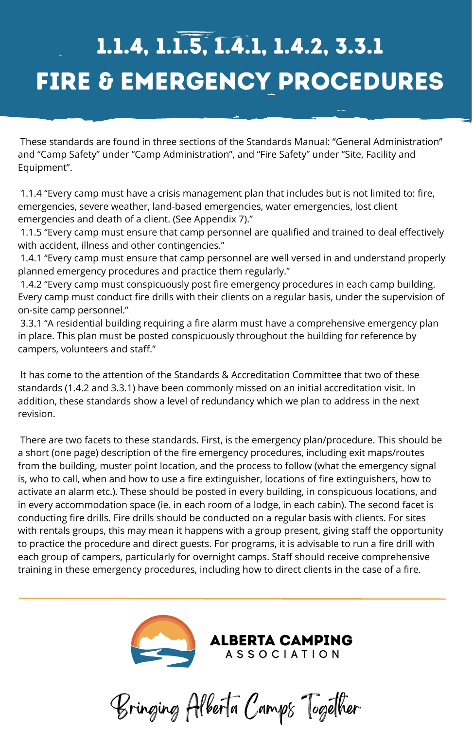# 1.1.4, 1.1.5, 1.4.1, 1.4.2, 3.3.1
# FIRE & EMERGENCY PROCEDURES

These standards are found in three sections of the Standards Manual: "General Administration" and "Camp Safety" under "Camp Administration", and "Fire Safety" under "Site, Facility and Equipment".

1.1.4 "Every camp must have a crisis management plan that includes but is not limited to: fire, emergencies, severe weather, land-based emergencies, water emergencies, lost client emergencies and death of a client. (See Appendix 7)."

1.1.5 "Every camp must ensure that camp personnel are qualified and trained to deal effectively with accident, illness and other contingencies."

1.4.1 "Every camp must ensure that camp personnel are well versed in and understand properly planned emergency procedures and practice them regularly."

1.4.2 "Every camp must conspicuously post fire emergency procedures in each camp building. Every camp must conduct fire drills with their clients on a regular basis, under the supervision of on-site camp personnel."

3.3.1 "A residential building requiring a fire alarm must have a comprehensive emergency plan in place. This plan must be posted conspicuously throughout the building for reference by campers, volunteers and staff."

It has come to the attention of the Standards & Accreditation Committee that two of these standards (1.4.2 and 3.3.1) have been commonly missed on an initial accreditation visit. In addition, these standards show a level of redundancy which we plan to address in the next revision.

There are two facets to these standards. First, is the emergency plan/procedure. This should be a short (one page) description of the fire emergency procedures, including exit maps/routes from the building, muster point location, and the process to follow (what the emergency signal is, who to call, when and how to use a fire extinguisher, locations of fire extinguishers, how to activate an alarm etc.). These should be posted in every building, in conspicuous locations, and in every accommodation space (ie. in each room of a lodge, in each cabin). The second facet is conducting fire drills. Fire drills should be conducted on a regular basis with clients. For sites with rentals groups, this may mean it happens with a group present, giving staff the opportunity to practice the procedure and direct guests. For programs, it is advisable to run a fire drill with each group of campers, particularly for overnight camps. Staff should receive comprehensive training in these emergency procedures, including how to direct clients in the case of a fire.

---

ALBERTA CAMPING ASSOCIATION

Bringing Alberta Camps Together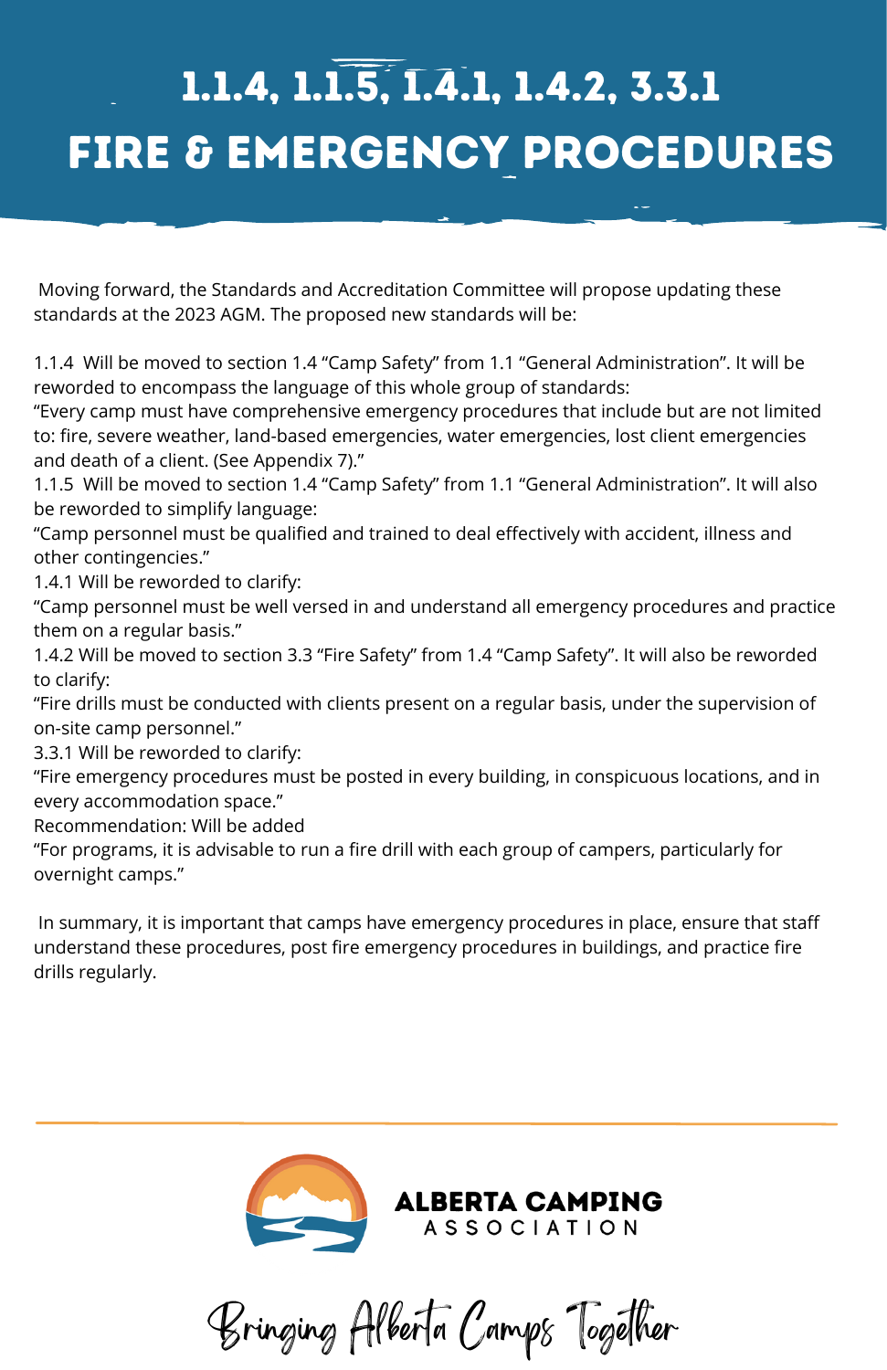# 1.1.4, 1.1.5, 1.4.1, 1.4.2, 3.3.1
# FIRE & EMERGENCY PROCEDURES

Moving forward, the Standards and Accreditation Committee will propose updating these standards at the 2023 AGM. The proposed new standards will be:

1.1.4 Will be moved to section 1.4 "Camp Safety" from 1.1 "General Administration". It will be reworded to encompass the language of this whole group of standards:
"Every camp must have comprehensive emergency procedures that include but are not limited to: fire, severe weather, land-based emergencies, water emergencies, lost client emergencies and death of a client. (See Appendix 7)."
1.1.5 Will be moved to section 1.4 "Camp Safety" from 1.1 "General Administration". It will also be reworded to simplify language:
"Camp personnel must be qualified and trained to deal effectively with accident, illness and other contingencies."
1.4.1 Will be reworded to clarify:
"Camp personnel must be well versed in and understand all emergency procedures and practice them on a regular basis."
1.4.2 Will be moved to section 3.3 "Fire Safety" from 1.4 "Camp Safety". It will also be reworded to clarify:
"Fire drills must be conducted with clients present on a regular basis, under the supervision of on-site camp personnel."
3.3.1 Will be reworded to clarify:
"Fire emergency procedures must be posted in every building, in conspicuous locations, and in every accommodation space."
Recommendation: Will be added
"For programs, it is advisable to run a fire drill with each group of campers, particularly for overnight camps."

In summary, it is important that camps have emergency procedures in place, ensure that staff understand these procedures, post fire emergency procedures in buildings, and practice fire drills regularly.

ALBERTA CAMPING ASSOCIATION

Bringing Alberta Camps Together